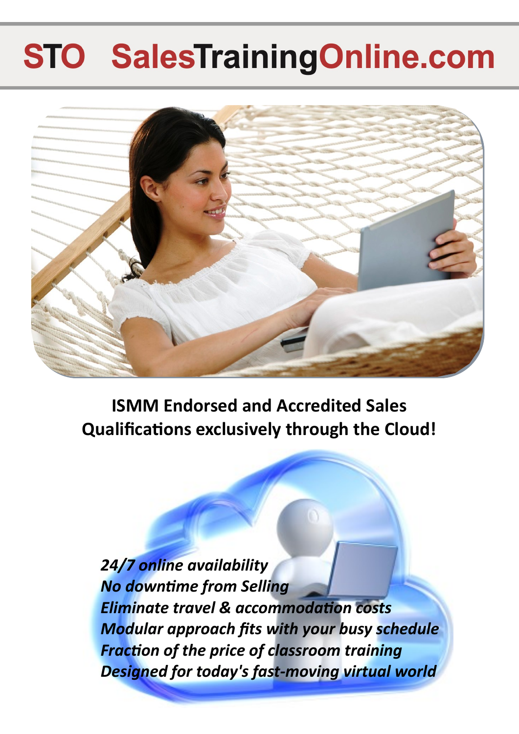# STO SalesTrainingOnline.com

**ISMM Endorsed and Accredited Sales Qualifications exclusively through the Cloud!**

*24/7 online availability*
*No downtime from Selling*
*Eliminate travel & accommodation costs*
*Modular approach fits with your busy schedule*
*Fraction of the price of classroom training*
*Designed for today's fast-moving virtual world*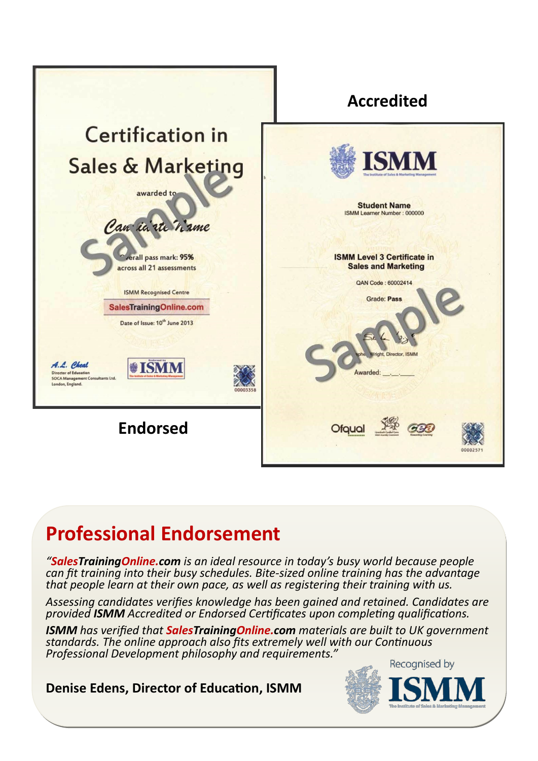**Accredited**

**Endorsed**

## Professional Endorsement

*"**SalesTrainingOnline.com** is an ideal resource in today's busy world because people can fit training into their busy schedules. Bite-sized online training has the advantage that people learn at their own pace, as well as registering their training with us.*

*Assessing candidates verifies knowledge has been gained and retained. Candidates are provided **ISMM** Accredited or Endorsed Certificates upon completing qualifications.*

***ISMM** has verified that **SalesTrainingOnline.com** materials are built to UK government standards. The online approach also fits extremely well with our Continuous Professional Development philosophy and requirements."*

**Denise Edens, Director of Education, ISMM**

Recognised by ISMM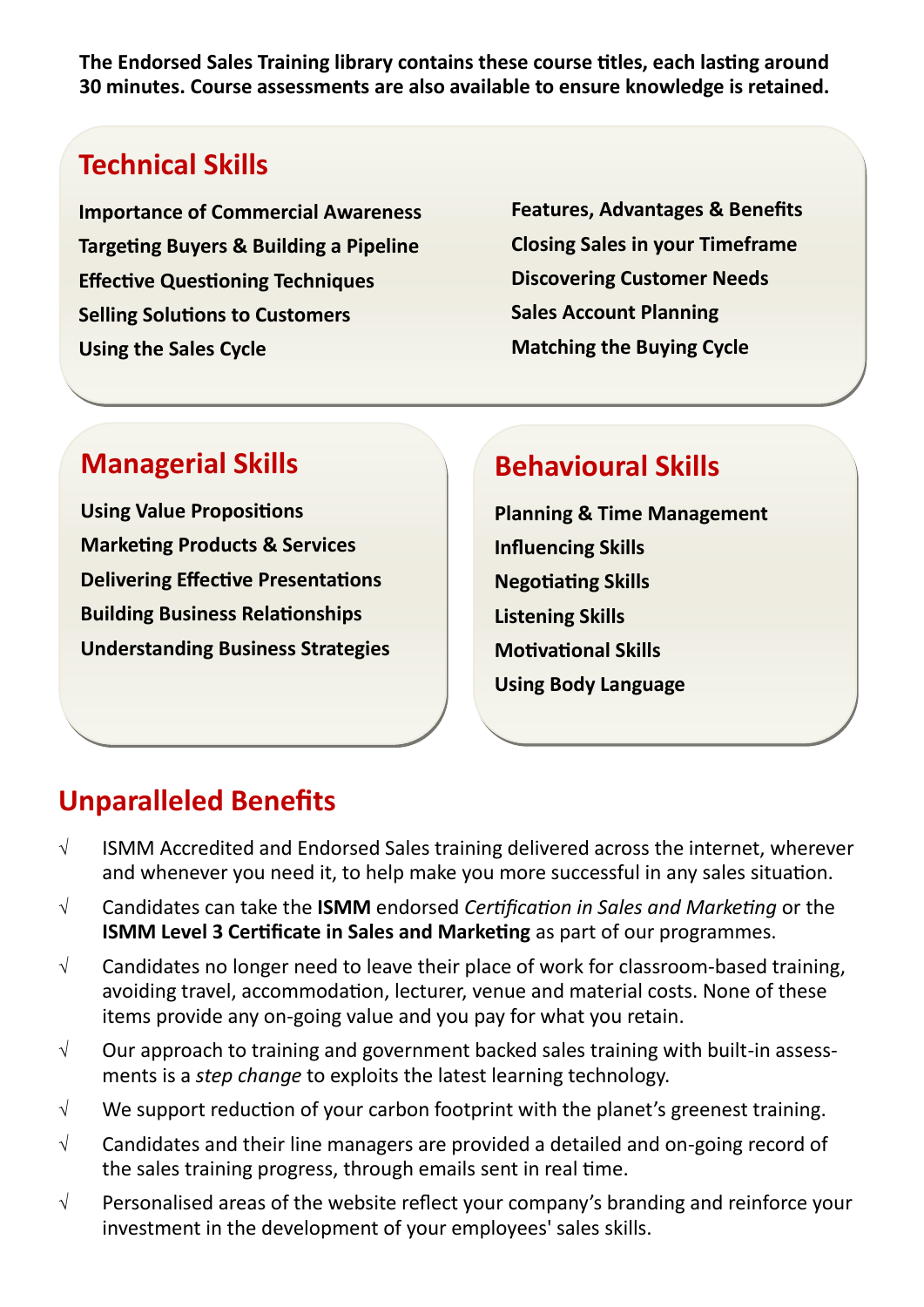**The Endorsed Sales Training library contains these course titles, each lasting around 30 minutes. Course assessments are also available to ensure knowledge is retained.**

## Technical Skills

- **Importance of Commercial Awareness**
- **Targeting Buyers & Building a Pipeline**
- **Effective Questioning Techniques**
- **Selling Solutions to Customers**
- **Using the Sales Cycle**
- **Features, Advantages & Benefits**
- **Closing Sales in your Timeframe**
- **Discovering Customer Needs**
- **Sales Account Planning**
- **Matching the Buying Cycle**

## Managerial Skills

- **Using Value Propositions**
- **Marketing Products & Services**
- **Delivering Effective Presentations**
- **Building Business Relationships**
- **Understanding Business Strategies**

## Behavioural Skills

- **Planning & Time Management**
- **Influencing Skills**
- **Negotiating Skills**
- **Listening Skills**
- **Motivational Skills**
- **Using Body Language**

## Unparalleled Benefits

- √ ISMM Accredited and Endorsed Sales training delivered across the internet, wherever and whenever you need it, to help make you more successful in any sales situation.
- √ Candidates can take the **ISMM** endorsed *Certification in Sales and Marketing* or the **ISMM Level 3 Certificate in Sales and Marketing** as part of our programmes.
- √ Candidates no longer need to leave their place of work for classroom-based training, avoiding travel, accommodation, lecturer, venue and material costs. None of these items provide any on-going value and you pay for what you retain.
- √ Our approach to training and government backed sales training with built-in assessments is a *step change* to exploits the latest learning technology.
- √ We support reduction of your carbon footprint with the planet's greenest training.
- √ Candidates and their line managers are provided a detailed and on-going record of the sales training progress, through emails sent in real time.
- √ Personalised areas of the website reflect your company's branding and reinforce your investment in the development of your employees' sales skills.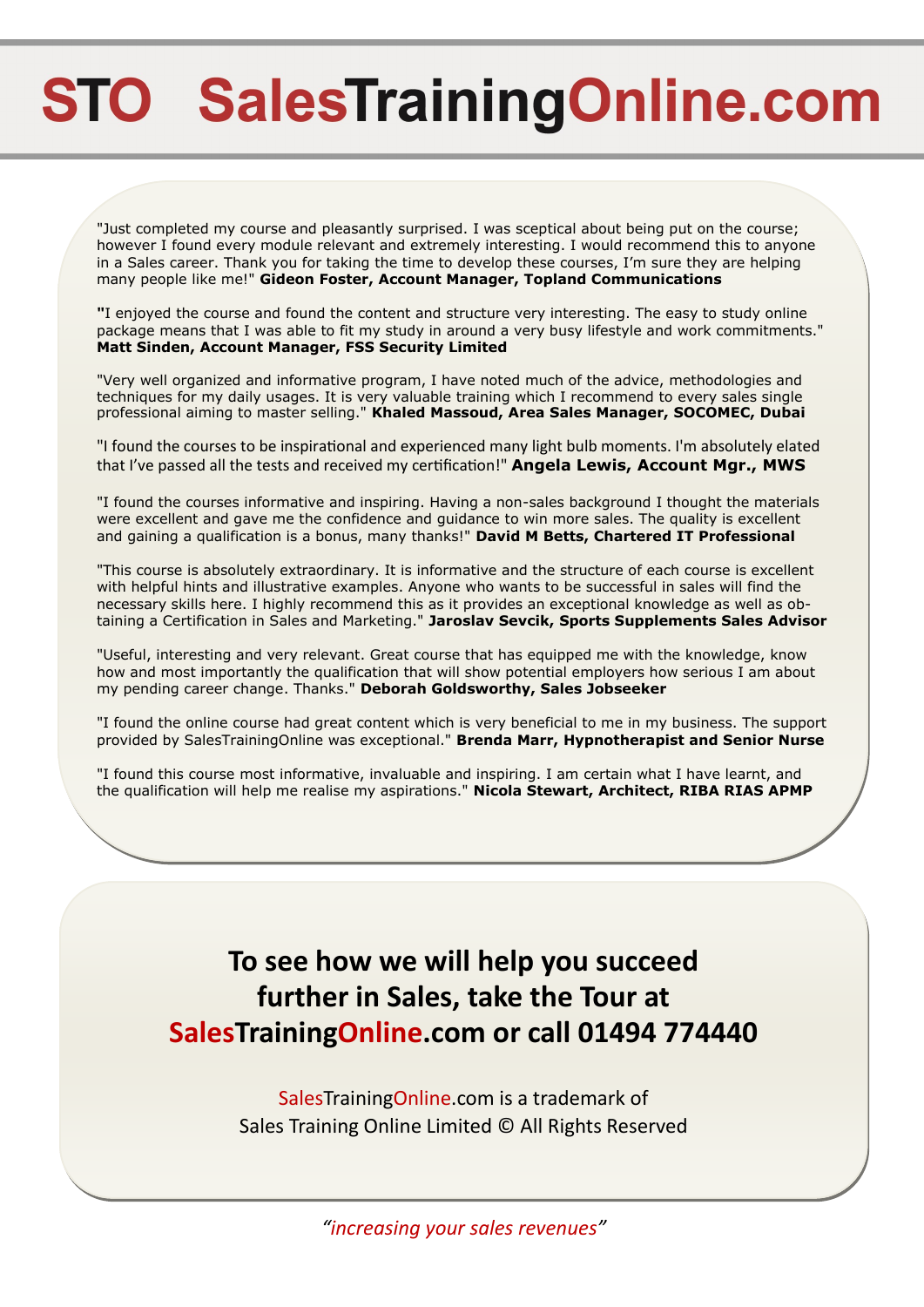# STO SalesTrainingOnline.com

"Just completed my course and pleasantly surprised. I was sceptical about being put on the course; however I found every module relevant and extremely interesting. I would recommend this to anyone in a Sales career. Thank you for taking the time to develop these courses, I'm sure they are helping many people like me!" **Gideon Foster, Account Manager, Topland Communications**

"I enjoyed the course and found the content and structure very interesting. The easy to study online package means that I was able to fit my study in around a very busy lifestyle and work commitments." **Matt Sinden, Account Manager, FSS Security Limited**

"Very well organized and informative program, I have noted much of the advice, methodologies and techniques for my daily usages. It is very valuable training which I recommend to every sales single professional aiming to master selling." **Khaled Massoud, Area Sales Manager, SOCOMEC, Dubai**

"I found the courses to be inspirational and experienced many light bulb moments. I'm absolutely elated that I've passed all the tests and received my certification!" **Angela Lewis, Account Mgr., MWS**

"I found the courses informative and inspiring. Having a non-sales background I thought the materials were excellent and gave me the confidence and guidance to win more sales. The quality is excellent and gaining a qualification is a bonus, many thanks!" **David M Betts, Chartered IT Professional**

"This course is absolutely extraordinary. It is informative and the structure of each course is excellent with helpful hints and illustrative examples. Anyone who wants to be successful in sales will find the necessary skills here. I highly recommend this as it provides an exceptional knowledge as well as obtaining a Certification in Sales and Marketing." **Jaroslav Sevcik, Sports Supplements Sales Advisor**

"Useful, interesting and very relevant. Great course that has equipped me with the knowledge, know how and most importantly the qualification that will show potential employers how serious I am about my pending career change. Thanks." **Deborah Goldsworthy, Sales Jobseeker**

"I found the online course had great content which is very beneficial to me in my business. The support provided by SalesTrainingOnline was exceptional." **Brenda Marr, Hypnotherapist and Senior Nurse**

"I found this course most informative, invaluable and inspiring. I am certain what I have learnt, and the qualification will help me realise my aspirations." **Nicola Stewart, Architect, RIBA RIAS APMP**

**To see how we will help you succeed further in Sales, take the Tour at SalesTrainingOnline.com or call 01494 774440**

SalesTrainingOnline.com is a trademark of Sales Training Online Limited © All Rights Reserved

*"increasing your sales revenues"*